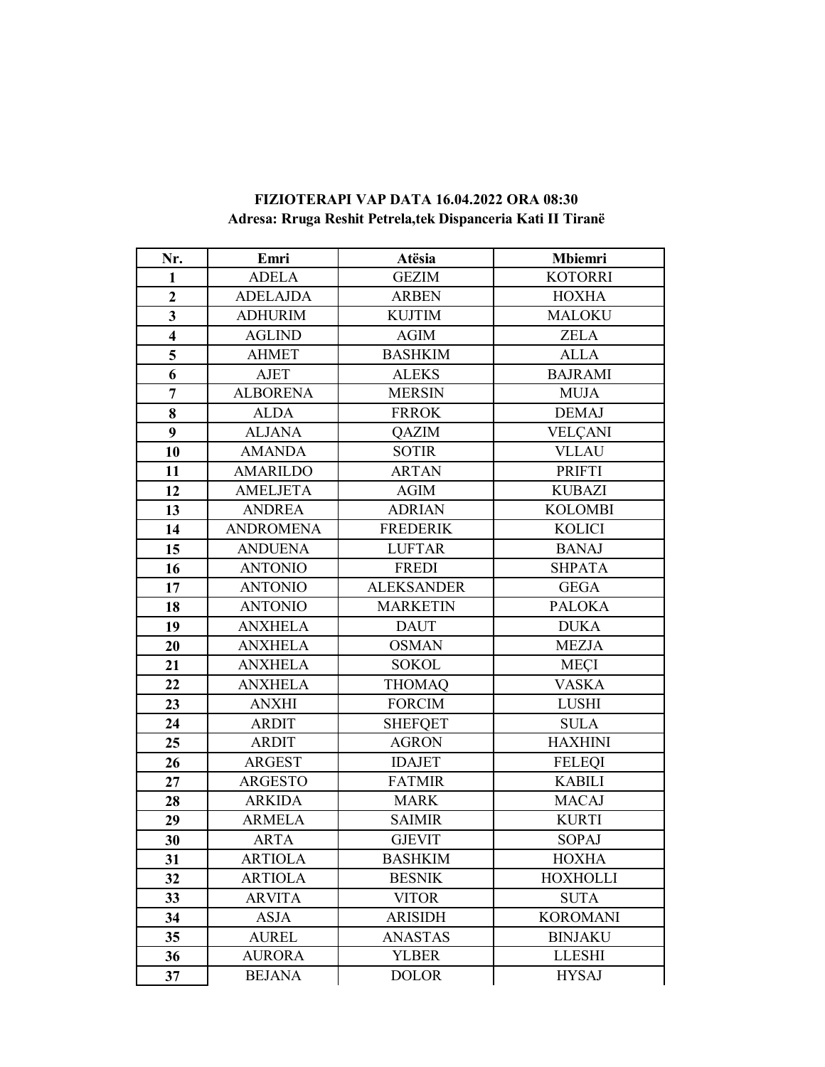**FIZIOTERAPI VAP DATA 16.04.2022 ORA 08:30**

**Adresa: Rruga Reshit Petrela,tek Dispanceria Kati II Tiranë**

| Nr. | Emri | Atësia | Mbiemri |
|---|---|---|---|
| **1** | ADELA | GEZIM | KOTORRI |
| **2** | ADELAJDA | ARBEN | HOXHA |
| **3** | ADHURIM | KUJTIM | MALOKU |
| **4** | AGLIND | AGIM | ZELA |
| **5** | AHMET | BASHKIM | ALLA |
| **6** | AJET | ALEKS | BAJRAMI |
| **7** | ALBORENA | MERSIN | MUJA |
| **8** | ALDA | FRROK | DEMAJ |
| **9** | ALJANA | QAZIM | VELÇANI |
| **10** | AMANDA | SOTIR | VLLAU |
| **11** | AMARILDO | ARTAN | PRIFTI |
| **12** | AMELJETA | AGIM | KUBAZI |
| **13** | ANDREA | ADRIAN | KOLOMBI |
| **14** | ANDROMENA | FREDERIK | KOLICI |
| **15** | ANDUENA | LUFTAR | BANAJ |
| **16** | ANTONIO | FREDI | SHPATA |
| **17** | ANTONIO | ALEKSANDER | GEGA |
| **18** | ANTONIO | MARKETIN | PALOKA |
| **19** | ANXHELA | DAUT | DUKA |
| **20** | ANXHELA | OSMAN | MEZJA |
| **21** | ANXHELA | SOKOL | MEÇI |
| **22** | ANXHELA | THOMAQ | VASKA |
| **23** | ANXHI | FORCIM | LUSHI |
| **24** | ARDIT | SHEFQET | SULA |
| **25** | ARDIT | AGRON | HAXHINI |
| **26** | ARGEST | IDAJET | FELEQI |
| **27** | ARGESTO | FATMIR | KABILI |
| **28** | ARKIDA | MARK | MACAJ |
| **29** | ARMELA | SAIMIR | KURTI |
| **30** | ARTA | GJEVIT | SOPAJ |
| **31** | ARTIOLA | BASHKIM | HOXHA |
| **32** | ARTIOLA | BESNIK | HOXHOLLI |
| **33** | ARVITA | VITOR | SUTA |
| **34** | ASJA | ARISIDH | KOROMANI |
| **35** | AUREL | ANASTAS | BINJAKU |
| **36** | AURORA | YLBER | LLESHI |
| **37** | BEJANA | DOLOR | HYSAJ |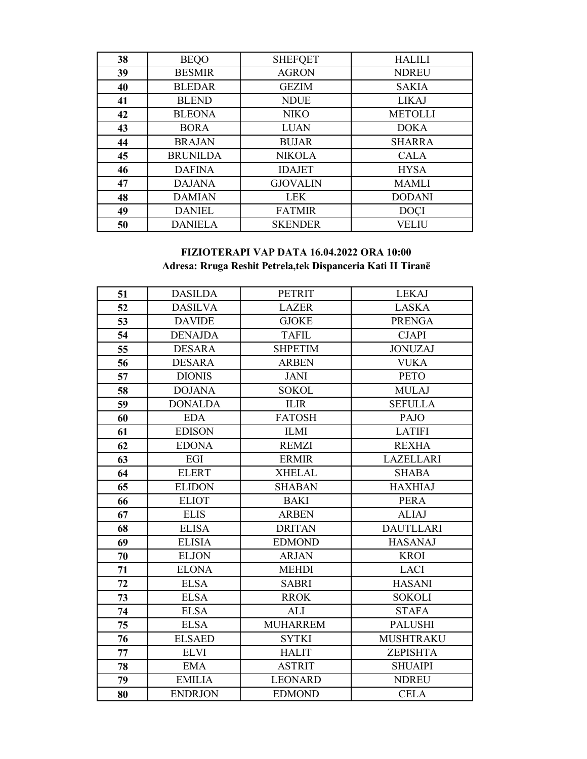| 38 | BEQO | SHEFQET | HALILI |
|---|---|---|---|
| 39 | BESMIR | AGRON | NDREU |
| 40 | BLEDAR | GEZIM | SAKIA |
| 41 | BLEND | NDUE | LIKAJ |
| 42 | BLEONA | NIKO | METOLLI |
| 43 | BORA | LUAN | DOKA |
| 44 | BRAJAN | BUJAR | SHARRA |
| 45 | BRUNILDA | NIKOLA | CALA |
| 46 | DAFINA | IDAJET | HYSA |
| 47 | DAJANA | GJOVALIN | MAMLI |
| 48 | DAMIAN | LEK | DODANI |
| 49 | DANIEL | FATMIR | DOÇI |
| 50 | DANIELA | SKENDER | VELIU |

**FIZIOTERAPI VAP DATA 16.04.2022 ORA 10:00**

**Adresa: Rruga Reshit Petrela,tek Dispanceria Kati II Tiranë**

| 51 | DASILDA | PETRIT | LEKAJ |
|---|---|---|---|
| 52 | DASILVA | LAZER | LASKA |
| 53 | DAVIDE | GJOKE | PRENGA |
| 54 | DENAJDA | TAFIL | CJAPI |
| 55 | DESARA | SHPETIM | JONUZAJ |
| 56 | DESARA | ARBEN | VUKA |
| 57 | DIONIS | JANI | PETO |
| 58 | DOJANA | SOKOL | MULAJ |
| 59 | DONALDA | ILIR | SEFULLA |
| 60 | EDA | FATOSH | PAJO |
| 61 | EDISON | ILMI | LATIFI |
| 62 | EDONA | REMZI | REXHA |
| 63 | EGI | ERMIR | LAZELLARI |
| 64 | ELERT | XHELAL | SHABA |
| 65 | ELIDON | SHABAN | HAXHIAJ |
| 66 | ELIOT | BAKI | PERA |
| 67 | ELIS | ARBEN | ALIAJ |
| 68 | ELISA | DRITAN | DAUTLLARI |
| 69 | ELISIA | EDMOND | HASANAJ |
| 70 | ELJON | ARJAN | KROI |
| 71 | ELONA | MEHDI | LACI |
| 72 | ELSA | SABRI | HASANI |
| 73 | ELSA | RROK | SOKOLI |
| 74 | ELSA | ALI | STAFA |
| 75 | ELSA | MUHARREM | PALUSHI |
| 76 | ELSAED | SYTKI | MUSHTRAKU |
| 77 | ELVI | HALIT | ZEPISHTA |
| 78 | EMA | ASTRIT | SHUAIPI |
| 79 | EMILIA | LEONARD | NDREU |
| 80 | ENDRJON | EDMOND | CELA |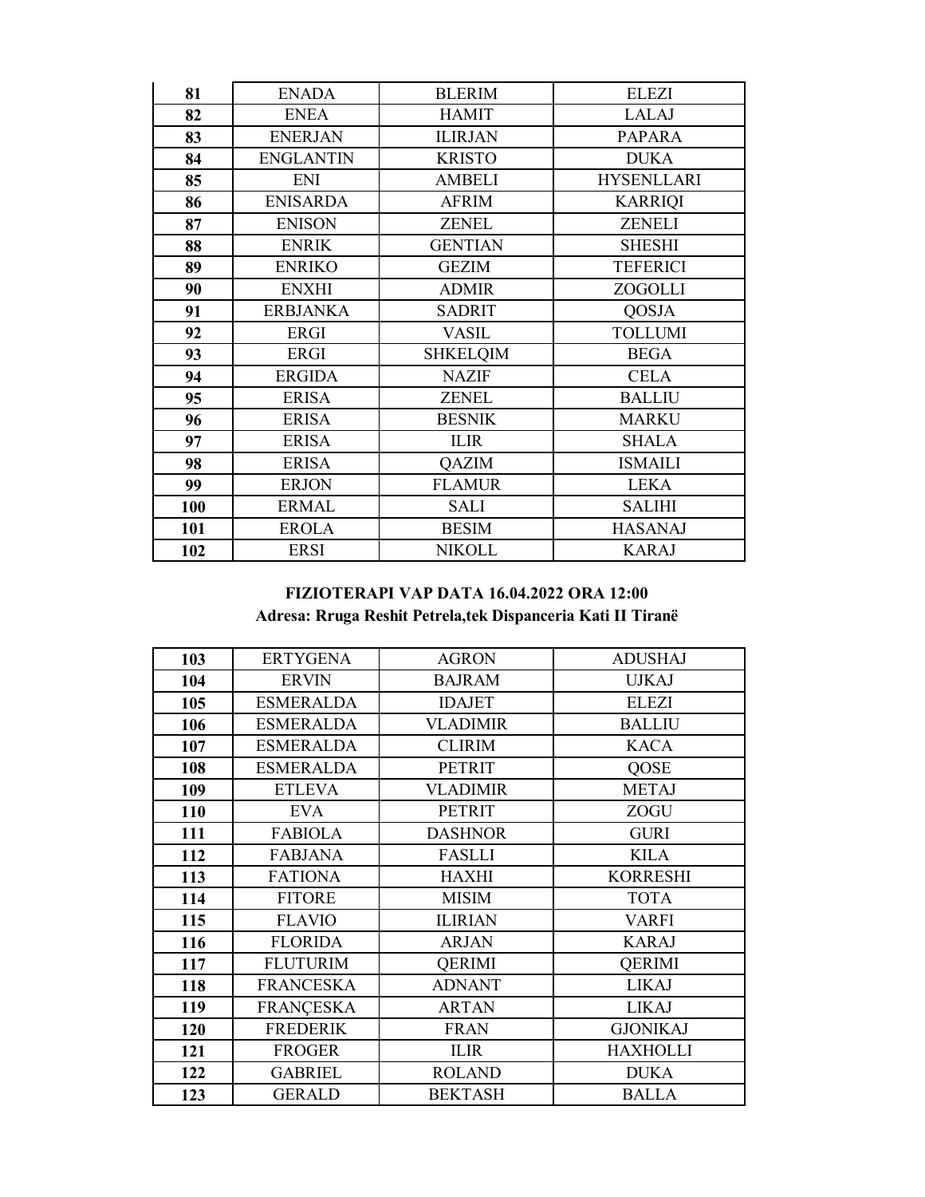| 81 | ENADA | BLERIM | ELEZI |
|---|---|---|---|
| 82 | ENEA | HAMIT | LALAJ |
| 83 | ENERJAN | ILIRJAN | PAPARA |
| 84 | ENGLANTIN | KRISTO | DUKA |
| 85 | ENI | AMBELI | HYSENLLARI |
| 86 | ENISARDA | AFRIM | KARRIQI |
| 87 | ENISON | ZENEL | ZENELI |
| 88 | ENRIK | GENTIAN | SHESHI |
| 89 | ENRIKO | GEZIM | TEFERICI |
| 90 | ENXHI | ADMIR | ZOGOLLI |
| 91 | ERBJANKA | SADRIT | QOSJA |
| 92 | ERGI | VASIL | TOLLUMI |
| 93 | ERGI | SHKELQIM | BEGA |
| 94 | ERGIDA | NAZIF | CELA |
| 95 | ERISA | ZENEL | BALLIU |
| 96 | ERISA | BESNIK | MARKU |
| 97 | ERISA | ILIR | SHALA |
| 98 | ERISA | QAZIM | ISMAILI |
| 99 | ERJON | FLAMUR | LEKA |
| 100 | ERMAL | SALI | SALIHI |
| 101 | EROLA | BESIM | HASANAJ |
| 102 | ERSI | NIKOLL | KARAJ |

**FIZIOTERAPI VAP DATA 16.04.2022 ORA 12:00**

**Adresa: Rruga Reshit Petrela,tek Dispanceria Kati II Tiranë**

| 103 | ERTYGENA | AGRON | ADUSHAJ |
|---|---|---|---|
| 104 | ERVIN | BAJRAM | UJKAJ |
| 105 | ESMERALDA | IDAJET | ELEZI |
| 106 | ESMERALDA | VLADIMIR | BALLIU |
| 107 | ESMERALDA | CLIRIM | KACA |
| 108 | ESMERALDA | PETRIT | QOSE |
| 109 | ETLEVA | VLADIMIR | METAJ |
| 110 | EVA | PETRIT | ZOGU |
| 111 | FABIOLA | DASHNOR | GURI |
| 112 | FABJANA | FASLLI | KILA |
| 113 | FATIONA | HAXHI | KORRESHI |
| 114 | FITORE | MISIM | TOTA |
| 115 | FLAVIO | ILIRIAN | VARFI |
| 116 | FLORIDA | ARJAN | KARAJ |
| 117 | FLUTURIM | QERIMI | QERIMI |
| 118 | FRANCESKA | ADNANT | LIKAJ |
| 119 | FRANÇESKA | ARTAN | LIKAJ |
| 120 | FREDERIK | FRAN | GJONIKAJ |
| 121 | FROGER | ILIR | HAXHOLLI |
| 122 | GABRIEL | ROLAND | DUKA |
| 123 | GERALD | BEKTASH | BALLA |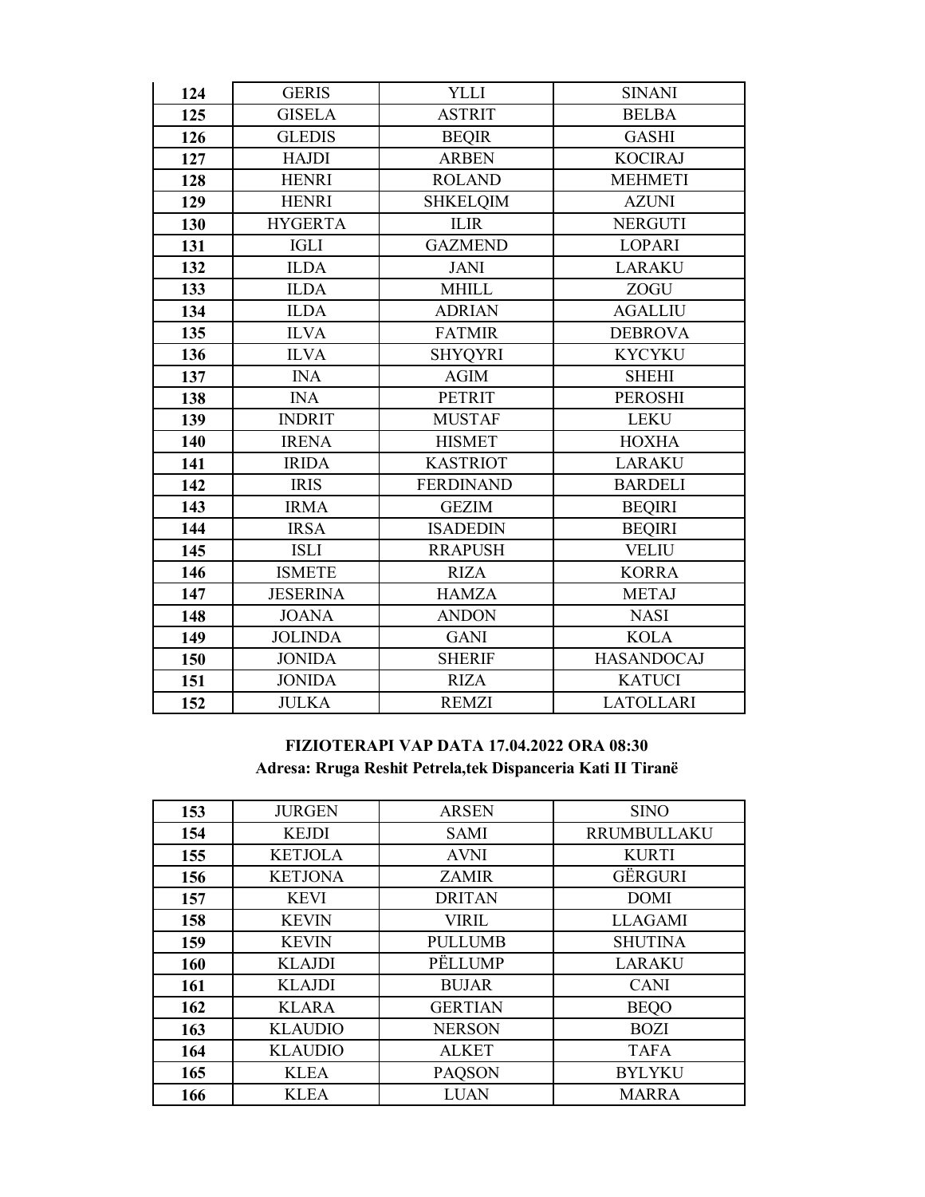| 124 | GERIS | YLLI | SINANI |
|---|---|---|---|
| 125 | GISELA | ASTRIT | BELBA |
| 126 | GLEDIS | BEQIR | GASHI |
| 127 | HAJDI | ARBEN | KOCIRAJ |
| 128 | HENRI | ROLAND | MEHMETI |
| 129 | HENRI | SHKELQIM | AZUNI |
| 130 | HYGERTA | ILIR | NERGUTI |
| 131 | IGLI | GAZMEND | LOPARI |
| 132 | ILDA | JANI | LARAKU |
| 133 | ILDA | MHILL | ZOGU |
| 134 | ILDA | ADRIAN | AGALLIU |
| 135 | ILVA | FATMIR | DEBROVA |
| 136 | ILVA | SHYQYRI | KYCYKU |
| 137 | INA | AGIM | SHEHI |
| 138 | INA | PETRIT | PEROSHI |
| 139 | INDRIT | MUSTAF | LEKU |
| 140 | IRENA | HISMET | HOXHA |
| 141 | IRIDA | KASTRIOT | LARAKU |
| 142 | IRIS | FERDINAND | BARDELI |
| 143 | IRMA | GEZIM | BEQIRI |
| 144 | IRSA | ISADEDIN | BEQIRI |
| 145 | ISLI | RRAPUSH | VELIU |
| 146 | ISMETE | RIZA | KORRA |
| 147 | JESERINA | HAMZA | METAJ |
| 148 | JOANA | ANDON | NASI |
| 149 | JOLINDA | GANI | KOLA |
| 150 | JONIDA | SHERIF | HASANDOCAJ |
| 151 | JONIDA | RIZA | KATUCI |
| 152 | JULKA | REMZI | LATOLLARI |

**FIZIOTERAPI VAP DATA 17.04.2022 ORA 08:30**

**Adresa: Rruga Reshit Petrela,tek Dispanceria Kati II Tiranë**

| 153 | JURGEN | ARSEN | SINO |
|---|---|---|---|
| 154 | KEJDI | SAMI | RRUMBULLAKU |
| 155 | KETJOLA | AVNI | KURTI |
| 156 | KETJONA | ZAMIR | GËRGURI |
| 157 | KEVI | DRITAN | DOMI |
| 158 | KEVIN | VIRIL | LLAGAMI |
| 159 | KEVIN | PULLUMB | SHUTINA |
| 160 | KLAJDI | PËLLUMP | LARAKU |
| 161 | KLAJDI | BUJAR | CANI |
| 162 | KLARA | GERTIAN | BEQO |
| 163 | KLAUDIO | NERSON | BOZI |
| 164 | KLAUDIO | ALKET | TAFA |
| 165 | KLEA | PAQSON | BYLYKU |
| 166 | KLEA | LUAN | MARRA |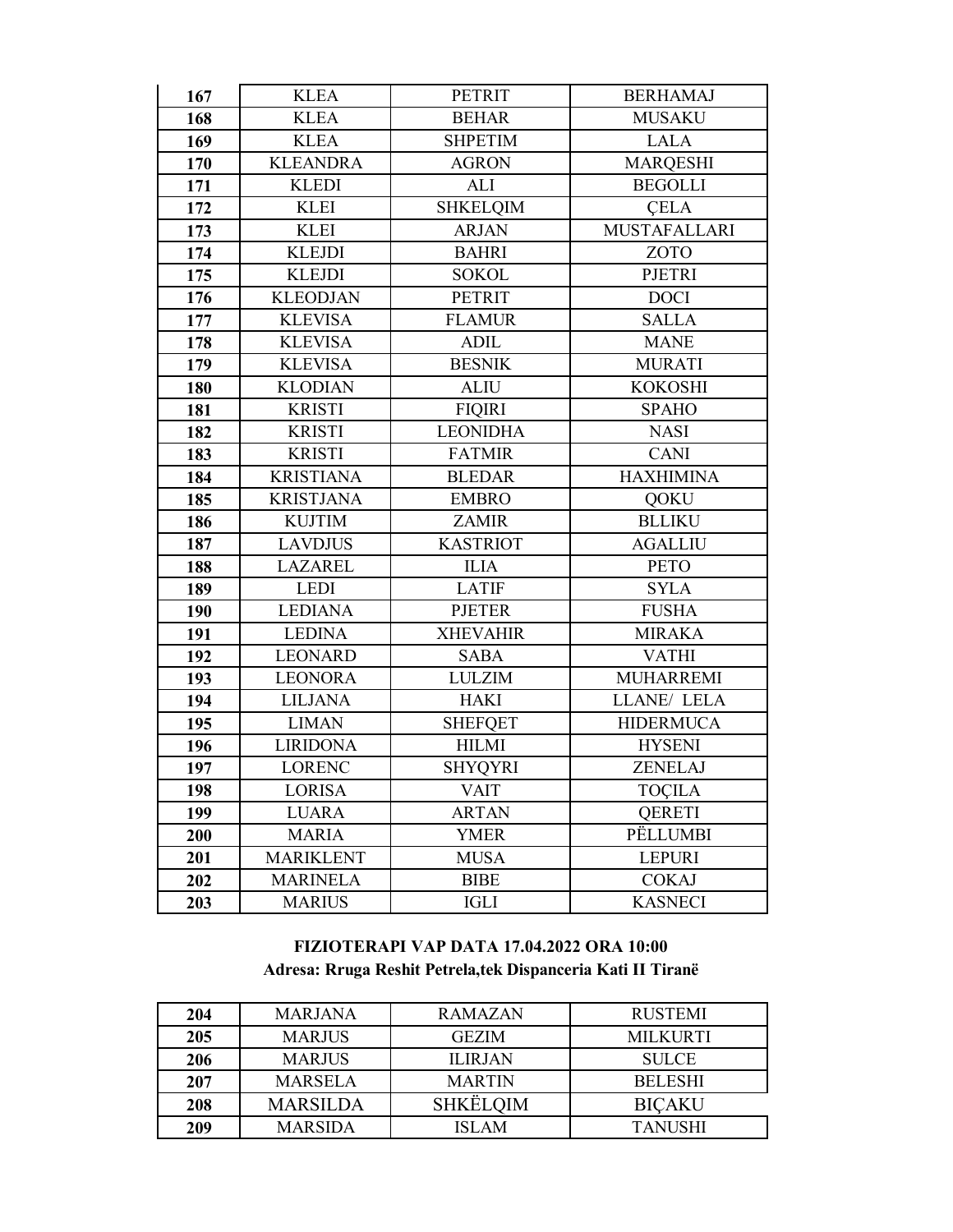| 167 | KLEA | PETRIT | BERHAMAJ |
|---|---|---|---|
| 168 | KLEA | BEHAR | MUSAKU |
| 169 | KLEA | SHPETIM | LALA |
| 170 | KLEANDRA | AGRON | MARQESHI |
| 171 | KLEDI | ALI | BEGOLLI |
| 172 | KLEI | SHKELQIM | ÇELA |
| 173 | KLEI | ARJAN | MUSTAFALLARI |
| 174 | KLEJDI | BAHRI | ZOTO |
| 175 | KLEJDI | SOKOL | PJETRI |
| 176 | KLEODJAN | PETRIT | DOCI |
| 177 | KLEVISA | FLAMUR | SALLA |
| 178 | KLEVISA | ADIL | MANE |
| 179 | KLEVISA | BESNIK | MURATI |
| 180 | KLODIAN | ALIU | KOKOSHI |
| 181 | KRISTI | FIQIRI | SPAHO |
| 182 | KRISTI | LEONIDHA | NASI |
| 183 | KRISTI | FATMIR | CANI |
| 184 | KRISTIANA | BLEDAR | HAXHIMINA |
| 185 | KRISTJANA | EMBRO | QOKU |
| 186 | KUJTIM | ZAMIR | BLLIKU |
| 187 | LAVDJUS | KASTRIOT | AGALLIU |
| 188 | LAZAREL | ILIA | PETO |
| 189 | LEDI | LATIF | SYLA |
| 190 | LEDIANA | PJETER | FUSHA |
| 191 | LEDINA | XHEVAHIR | MIRAKA |
| 192 | LEONARD | SABA | VATHI |
| 193 | LEONORA | LULZIM | MUHARREMI |
| 194 | LILJANA | HAKI | LLANE/ LELA |
| 195 | LIMAN | SHEFQET | HIDERMUCA |
| 196 | LIRIDONA | HILMI | HYSENI |
| 197 | LORENC | SHYQYRI | ZENELAJ |
| 198 | LORISA | VAIT | TOÇILA |
| 199 | LUARA | ARTAN | QERETI |
| 200 | MARIA | YMER | PËLLUMBI |
| 201 | MARIKLENT | MUSA | LEPURI |
| 202 | MARINELA | BIBE | COKAJ |
| 203 | MARIUS | IGLI | KASNECI |

**FIZIOTERAPI VAP DATA 17.04.2022 ORA 10:00**

**Adresa: Rruga Reshit Petrela,tek Dispanceria Kati II Tiranë**

| 204 | MARJANA | RAMAZAN | RUSTEMI |
|---|---|---|---|
| 205 | MARJUS | GEZIM | MILKURTI |
| 206 | MARJUS | ILIRJAN | SULCE |
| 207 | MARSELA | MARTIN | BELESHI |
| 208 | MARSILDA | SHKËLQIM | BIÇAKU |
| 209 | MARSIDA | ISLAM | TANUSHI |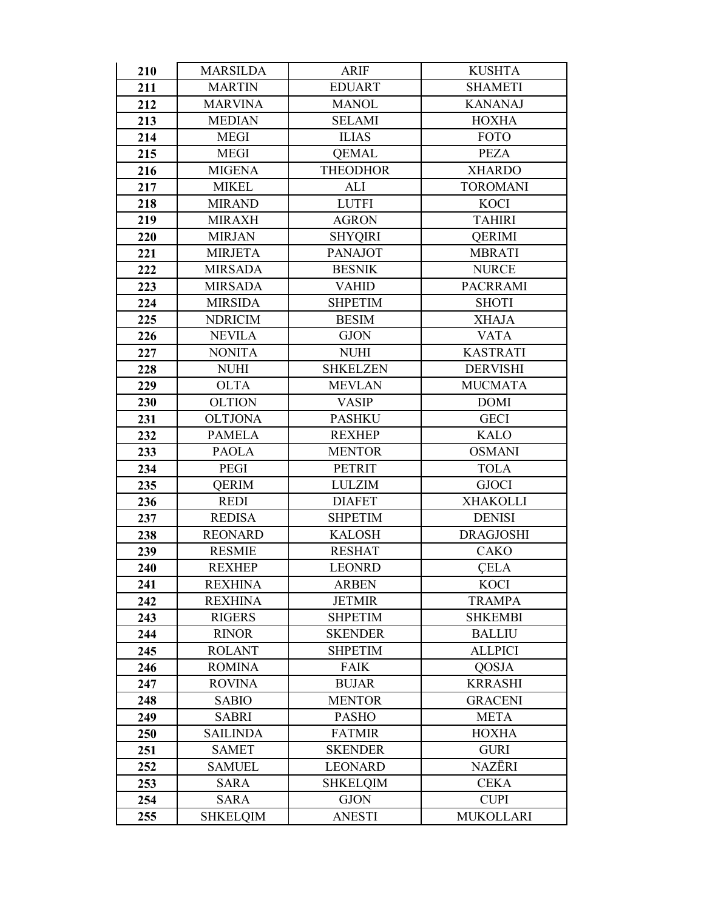| 210 | MARSILDA | ARIF | KUSHTA |
|---|---|---|---|
| 211 | MARTIN | EDUART | SHAMETI |
| 212 | MARVINA | MANOL | KANANAJ |
| 213 | MEDIAN | SELAMI | HOXHA |
| 214 | MEGI | ILIAS | FOTO |
| 215 | MEGI | QEMAL | PEZA |
| 216 | MIGENA | THEODHOR | XHARDO |
| 217 | MIKEL | ALI | TOROMANI |
| 218 | MIRAND | LUTFI | KOCI |
| 219 | MIRAXH | AGRON | TAHIRI |
| 220 | MIRJAN | SHYQIRI | QERIMI |
| 221 | MIRJETA | PANAJOT | MBRATI |
| 222 | MIRSADA | BESNIK | NURCE |
| 223 | MIRSADA | VAHID | PACRRAMI |
| 224 | MIRSIDA | SHPETIM | SHOTI |
| 225 | NDRICIM | BESIM | XHAJA |
| 226 | NEVILA | GJON | VATA |
| 227 | NONITA | NUHI | KASTRATI |
| 228 | NUHI | SHKELZEN | DERVISHI |
| 229 | OLTA | MEVLAN | MUCMATA |
| 230 | OLTION | VASIP | DOMI |
| 231 | OLTJONA | PASHKU | GECI |
| 232 | PAMELA | REXHEP | KALO |
| 233 | PAOLA | MENTOR | OSMANI |
| 234 | PEGI | PETRIT | TOLA |
| 235 | QERIM | LULZIM | GJOCI |
| 236 | REDI | DIAFET | XHAKOLLI |
| 237 | REDISA | SHPETIM | DENISI |
| 238 | REONARD | KALOSH | DRAGJOSHI |
| 239 | RESMIE | RESHAT | CAKO |
| 240 | REXHEP | LEONRD | ÇELA |
| 241 | REXHINA | ARBEN | KOCI |
| 242 | REXHINA | JETMIR | TRAMPA |
| 243 | RIGERS | SHPETIM | SHKEMBI |
| 244 | RINOR | SKENDER | BALLIU |
| 245 | ROLANT | SHPETIM | ALLPICI |
| 246 | ROMINA | FAIK | QOSJA |
| 247 | ROVINA | BUJAR | KRRASHI |
| 248 | SABIO | MENTOR | GRACENI |
| 249 | SABRI | PASHO | META |
| 250 | SAILINDA | FATMIR | HOXHA |
| 251 | SAMET | SKENDER | GURI |
| 252 | SAMUEL | LEONARD | NAZËRI |
| 253 | SARA | SHKELQIM | CEKA |
| 254 | SARA | GJON | CUPI |
| 255 | SHKELQIM | ANESTI | MUKOLLARI |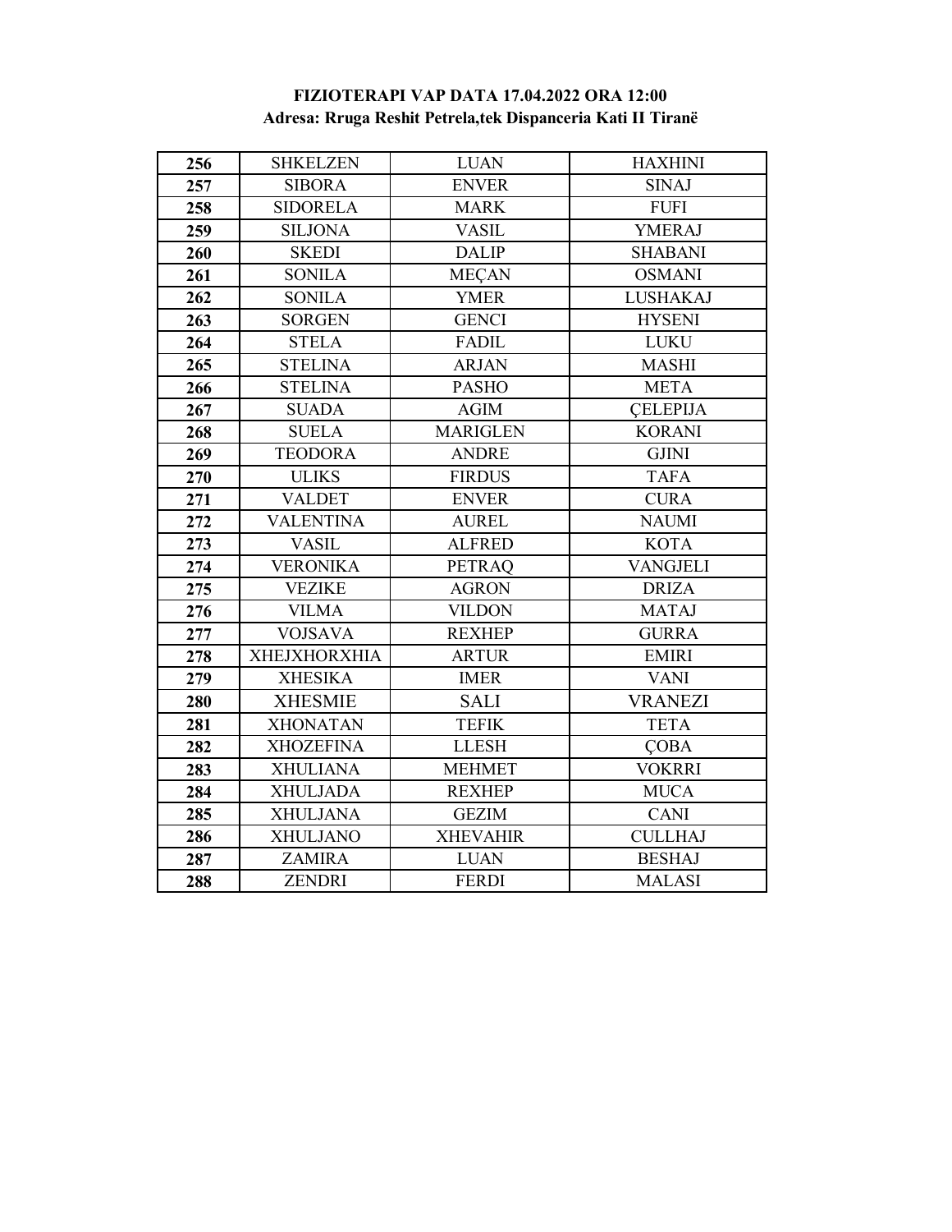**FIZIOTERAPI VAP DATA 17.04.2022 ORA 12:00**
**Adresa: Rruga Reshit Petrela,tek Dispanceria Kati II Tiranë**

| | | | |
|---|---|---|---|
| 256 | SHKELZEN | LUAN | HAXHINI |
| 257 | SIBORA | ENVER | SINAJ |
| 258 | SIDORELA | MARK | FUFI |
| 259 | SILJONA | VASIL | YMERAJ |
| 260 | SKEDI | DALIP | SHABANI |
| 261 | SONILA | MEÇAN | OSMANI |
| 262 | SONILA | YMER | LUSHAKAJ |
| 263 | SORGEN | GENCI | HYSENI |
| 264 | STELA | FADIL | LUKU |
| 265 | STELINA | ARJAN | MASHI |
| 266 | STELINA | PASHO | META |
| 267 | SUADA | AGIM | ÇELEPIJA |
| 268 | SUELA | MARIGLEN | KORANI |
| 269 | TEODORA | ANDRE | GJINI |
| 270 | ULIKS | FIRDUS | TAFA |
| 271 | VALDET | ENVER | CURA |
| 272 | VALENTINA | AUREL | NAUMI |
| 273 | VASIL | ALFRED | KOTA |
| 274 | VERONIKA | PETRAQ | VANGJELI |
| 275 | VEZIKE | AGRON | DRIZA |
| 276 | VILMA | VILDON | MATAJ |
| 277 | VOJSAVA | REXHEP | GURRA |
| 278 | XHEJXHORXHIA | ARTUR | EMIRI |
| 279 | XHESIKA | IMER | VANI |
| 280 | XHESMIE | SALI | VRANEZI |
| 281 | XHONATAN | TEFIK | TETA |
| 282 | XHOZEFINA | LLESH | ÇOBA |
| 283 | XHULIANA | MEHMET | VOKRRI |
| 284 | XHULJADA | REXHEP | MUCA |
| 285 | XHULJANA | GEZIM | CANI |
| 286 | XHULJANO | XHEVAHIR | CULLHAJ |
| 287 | ZAMIRA | LUAN | BESHAJ |
| 288 | ZENDRI | FERDI | MALASI |